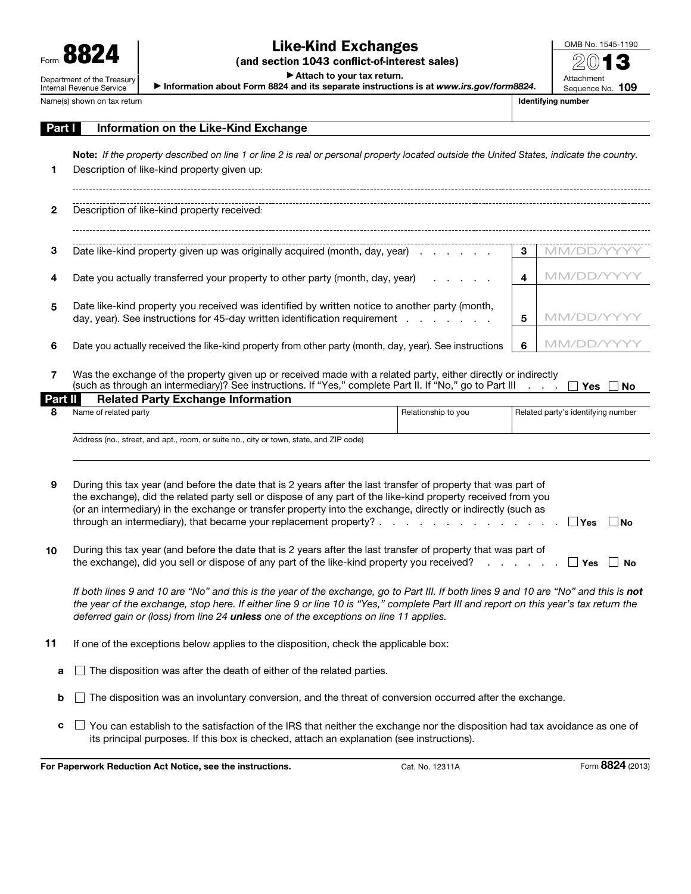Form **8824**

Department of the Treasury
Internal Revenue Service

# Like-Kind Exchanges

**(and section 1043 conflict-of-interest sales)**

▶ Attach to your tax return.

▶ Information about Form 8824 and its separate instructions is at *www.irs.gov/form8824*.

OMB No. 1545-1190

2013

Attachment Sequence No. **109**

Name(s) shown on tax return | **Identifying number**

## Part I Information on the Like-Kind Exchange

**Note:** *If the property described on line 1 or line 2 is real or personal property located outside the United States, indicate the country.*

**1** Description of like-kind property given up:

**2** Description of like-kind property received:

**3** Date like-kind property given up was originally acquired (month, day, year) . . . . . . **3** MM/DD/YYYY

**4** Date you actually transferred your property to other party (month, day, year) . . . . . **4** MM/DD/YYYY

**5** Date like-kind property you received was identified by written notice to another party (month, day, year). See instructions for 45-day written identification requirement . . . . . . . **5** MM/DD/YYYY

**6** Date you actually received the like-kind property from other party (month, day, year). See instructions **6** MM/DD/YYYY

**7** Was the exchange of the property given up or received made with a related party, either directly or indirectly (such as through an intermediary)? See instructions. If "Yes," complete Part II. If "No," go to Part III . . . . ☐ **Yes** ☐ **No**

## Part II Related Party Exchange Information

| **8** Name of related party | Relationship to you | Related party's identifying number |
|---|---|---|
| | | |

Address (no., street, and apt., room, or suite no., city or town, state, and ZIP code)

**9** During this tax year (and before the date that is 2 years after the last transfer of property that was part of the exchange), did the related party sell or dispose of any part of the like-kind property received from you (or an intermediary) in the exchange or transfer property into the exchange, directly or indirectly (such as through an intermediary), that became your replacement property? . . . . . . . . . . . . . . . . ☐ **Yes** ☐ **No**

**10** During this tax year (and before the date that is 2 years after the last transfer of property that was part of the exchange), did you sell or dispose of any part of the like-kind property you received? . . . . . . . ☐ **Yes** ☐ **No**

*If both lines 9 and 10 are "No" and this is the year of the exchange, go to Part III. If both lines 9 and 10 are "No" and this is* ***not*** *the year of the exchange, stop here. If either line 9 or line 10 is "Yes," complete Part III and report on this year's tax return the deferred gain or (loss) from line 24* ***unless*** *one of the exceptions on line 11 applies.*

**11** If one of the exceptions below applies to the disposition, check the applicable box:

**a** ☐ The disposition was after the death of either of the related parties.

**b** ☐ The disposition was an involuntary conversion, and the threat of conversion occurred after the exchange.

**c** ☐ You can establish to the satisfaction of the IRS that neither the exchange nor the disposition had tax avoidance as one of its principal purposes. If this box is checked, attach an explanation (see instructions).

**For Paperwork Reduction Act Notice, see the instructions.** Cat. No. 12311A Form **8824** (2013)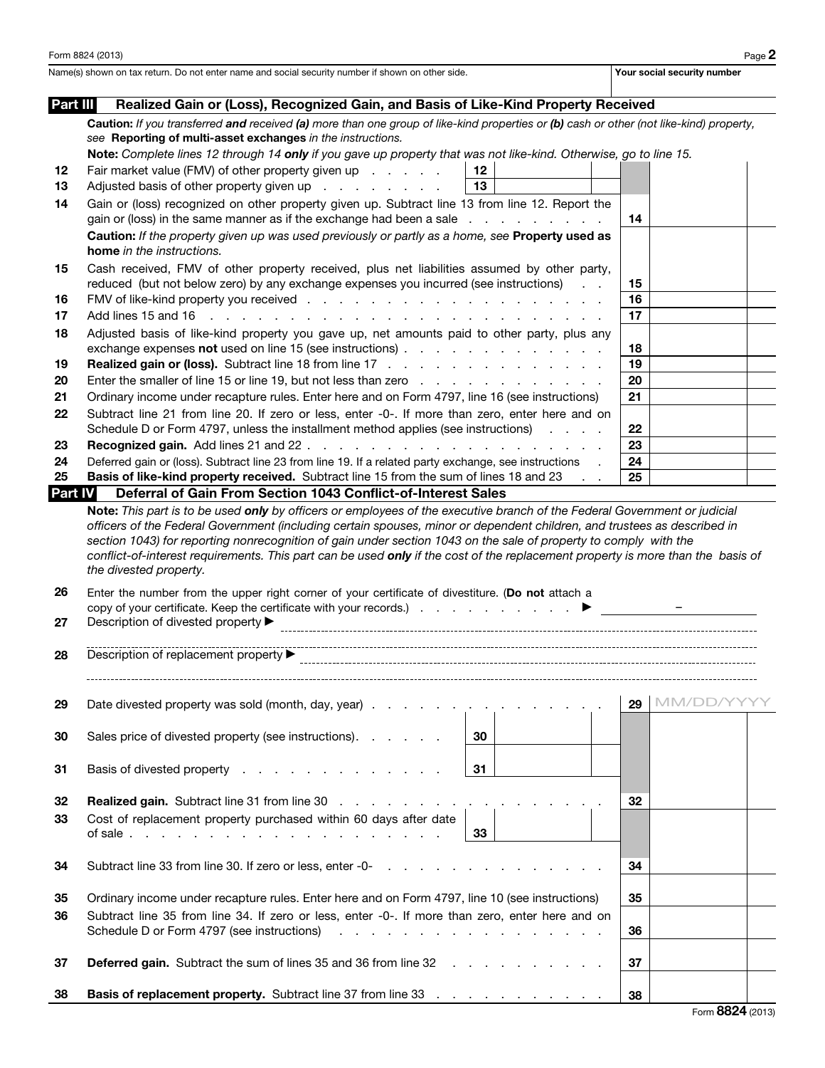Form 8824 (2013)

Name(s) shown on tax return. Do not enter name and social security number if shown on other side. | **Your social security number**

## Part III Realized Gain or (Loss), Recognized Gain, and Basis of Like-Kind Property Received

**Caution:** *If you transferred **and** received **(a)** more than one group of like-kind properties or **(b)** cash or other (not like-kind) property, see **Reporting of multi-asset exchanges** in the instructions.*

**Note:** *Complete lines 12 through 14 **only** if you gave up property that was not like-kind. Otherwise, go to line 15.*

| | | | |
|---|---|---|---|
| **12** | Fair market value (FMV) of other property given up | 12 | |
| **13** | Adjusted basis of other property given up | 13 | |
| **14** | Gain or (loss) recognized on other property given up. Subtract line 13 from line 12. Report the gain or (loss) in the same manner as if the exchange had been a sale | 14 | |
| | **Caution:** *If the property given up was used previously or partly as a home, see* **Property used as home** *in the instructions.* | | |
| **15** | Cash received, FMV of other property received, plus net liabilities assumed by other party, reduced (but not below zero) by any exchange expenses you incurred (see instructions) | 15 | |
| **16** | FMV of like-kind property you received | 16 | |
| **17** | Add lines 15 and 16 | 17 | |
| **18** | Adjusted basis of like-kind property you gave up, net amounts paid to other party, plus any exchange expenses **not** used on line 15 (see instructions) | 18 | |
| **19** | **Realized gain or (loss).** Subtract line 18 from line 17 | 19 | |
| **20** | Enter the smaller of line 15 or line 19, but not less than zero | 20 | |
| **21** | Ordinary income under recapture rules. Enter here and on Form 4797, line 16 (see instructions) | 21 | |
| **22** | Subtract line 21 from line 20. If zero or less, enter -0-. If more than zero, enter here and on Schedule D or Form 4797, unless the installment method applies (see instructions) | 22 | |
| **23** | **Recognized gain.** Add lines 21 and 22 | 23 | |
| **24** | Deferred gain or (loss). Subtract line 23 from line 19. If a related party exchange, see instructions | 24 | |
| **25** | **Basis of like-kind property received.** Subtract line 15 from the sum of lines 18 and 23 | 25 | |

## Part IV Deferral of Gain From Section 1043 Conflict-of-Interest Sales

**Note:** *This part is to be used **only** by officers or employees of the executive branch of the Federal Government or judicial officers of the Federal Government (including certain spouses, minor or dependent children, and trustees as described in section 1043) for reporting nonrecognition of gain under section 1043 on the sale of property to comply with the conflict-of-interest requirements. This part can be used **only** if the cost of the replacement property is more than the basis of the divested property.*

**26** Enter the number from the upper right corner of your certificate of divestiture. (**Do not** attach a copy of your certificate. Keep the certificate with your records.) ▶ ______ – ______

**27** Description of divested property ▶

**28** Description of replacement property ▶

| | | | |
|---|---|---|---|
| **29** | Date divested property was sold (month, day, year) | 29 | MM/DD/YYYY |
| **30** | Sales price of divested property (see instructions) | 30 | |
| **31** | Basis of divested property | 31 | |
| **32** | **Realized gain.** Subtract line 31 from line 30 | 32 | |
| **33** | Cost of replacement property purchased within 60 days after date of sale | 33 | |
| **34** | Subtract line 33 from line 30. If zero or less, enter -0- | 34 | |
| **35** | Ordinary income under recapture rules. Enter here and on Form 4797, line 10 (see instructions) | 35 | |
| **36** | Subtract line 35 from line 34. If zero or less, enter -0-. If more than zero, enter here and on Schedule D or Form 4797 (see instructions) | 36 | |
| **37** | **Deferred gain.** Subtract the sum of lines 35 and 36 from line 32 | 37 | |
| **38** | **Basis of replacement property.** Subtract line 37 from line 33 | 38 | |

Form **8824** (2013)